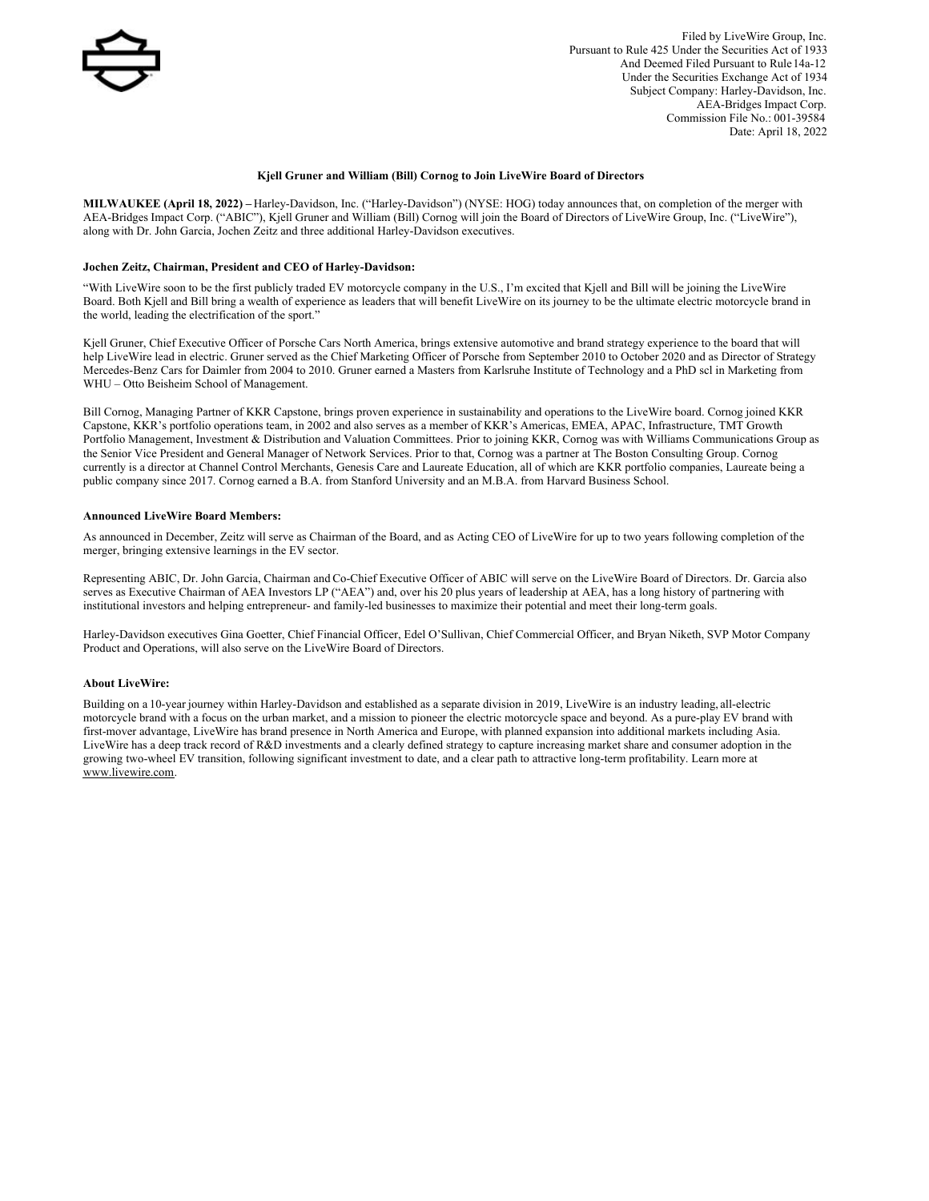Filed by LiveWire Group, Inc.
Pursuant to Rule 425 Under the Securities Act of 1933
And Deemed Filed Pursuant to Rule 14a-12
Under the Securities Exchange Act of 1934
Subject Company: Harley-Davidson, Inc.
AEA-Bridges Impact Corp.
Commission File No.: 001-39584
Date: April 18, 2022

# Kjell Gruner and William (Bill) Cornog to Join LiveWire Board of Directors

**MILWAUKEE (April 18, 2022) –** Harley-Davidson, Inc. ("Harley-Davidson") (NYSE: HOG) today announces that, on completion of the merger with AEA-Bridges Impact Corp. ("ABIC"), Kjell Gruner and William (Bill) Cornog will join the Board of Directors of LiveWire Group, Inc. ("LiveWire"), along with Dr. John Garcia, Jochen Zeitz and three additional Harley-Davidson executives.

**Jochen Zeitz, Chairman, President and CEO of Harley-Davidson:**

"With LiveWire soon to be the first publicly traded EV motorcycle company in the U.S., I'm excited that Kjell and Bill will be joining the LiveWire Board. Both Kjell and Bill bring a wealth of experience as leaders that will benefit LiveWire on its journey to be the ultimate electric motorcycle brand in the world, leading the electrification of the sport."

Kjell Gruner, Chief Executive Officer of Porsche Cars North America, brings extensive automotive and brand strategy experience to the board that will help LiveWire lead in electric. Gruner served as the Chief Marketing Officer of Porsche from September 2010 to October 2020 and as Director of Strategy Mercedes-Benz Cars for Daimler from 2004 to 2010. Gruner earned a Masters from Karlsruhe Institute of Technology and a PhD scl in Marketing from WHU – Otto Beisheim School of Management.

Bill Cornog, Managing Partner of KKR Capstone, brings proven experience in sustainability and operations to the LiveWire board. Cornog joined KKR Capstone, KKR's portfolio operations team, in 2002 and also serves as a member of KKR's Americas, EMEA, APAC, Infrastructure, TMT Growth Portfolio Management, Investment & Distribution and Valuation Committees. Prior to joining KKR, Cornog was with Williams Communications Group as the Senior Vice President and General Manager of Network Services. Prior to that, Cornog was a partner at The Boston Consulting Group. Cornog currently is a director at Channel Control Merchants, Genesis Care and Laureate Education, all of which are KKR portfolio companies, Laureate being a public company since 2017. Cornog earned a B.A. from Stanford University and an M.B.A. from Harvard Business School.

**Announced LiveWire Board Members:**

As announced in December, Zeitz will serve as Chairman of the Board, and as Acting CEO of LiveWire for up to two years following completion of the merger, bringing extensive learnings in the EV sector.

Representing ABIC, Dr. John Garcia, Chairman and Co-Chief Executive Officer of ABIC will serve on the LiveWire Board of Directors. Dr. Garcia also serves as Executive Chairman of AEA Investors LP ("AEA") and, over his 20 plus years of leadership at AEA, has a long history of partnering with institutional investors and helping entrepreneur- and family-led businesses to maximize their potential and meet their long-term goals.

Harley-Davidson executives Gina Goetter, Chief Financial Officer, Edel O'Sullivan, Chief Commercial Officer, and Bryan Niketh, SVP Motor Company Product and Operations, will also serve on the LiveWire Board of Directors.

**About LiveWire:**

Building on a 10-year journey within Harley-Davidson and established as a separate division in 2019, LiveWire is an industry leading, all-electric motorcycle brand with a focus on the urban market, and a mission to pioneer the electric motorcycle space and beyond. As a pure-play EV brand with first-mover advantage, LiveWire has brand presence in North America and Europe, with planned expansion into additional markets including Asia. LiveWire has a deep track record of R&D investments and a clearly defined strategy to capture increasing market share and consumer adoption in the growing two-wheel EV transition, following significant investment to date, and a clear path to attractive long-term profitability. Learn more at www.livewire.com.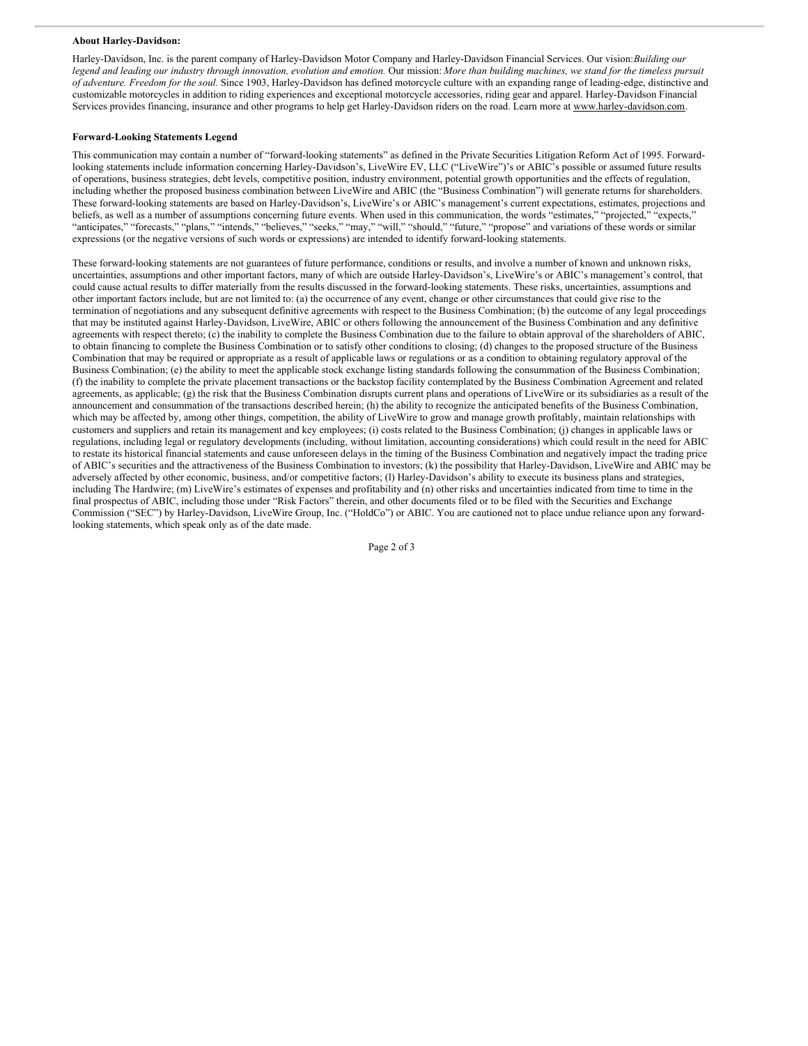**About Harley-Davidson:**

Harley-Davidson, Inc. is the parent company of Harley-Davidson Motor Company and Harley-Davidson Financial Services. Our vision: *Building our legend and leading our industry through innovation, evolution and emotion.* Our mission: *More than building machines, we stand for the timeless pursuit of adventure. Freedom for the soul.* Since 1903, Harley-Davidson has defined motorcycle culture with an expanding range of leading-edge, distinctive and customizable motorcycles in addition to riding experiences and exceptional motorcycle accessories, riding gear and apparel. Harley-Davidson Financial Services provides financing, insurance and other programs to help get Harley-Davidson riders on the road. Learn more at www.harley-davidson.com.

**Forward-Looking Statements Legend**

This communication may contain a number of "forward-looking statements" as defined in the Private Securities Litigation Reform Act of 1995. Forward-looking statements include information concerning Harley-Davidson's, LiveWire EV, LLC ("LiveWire")'s or ABIC's possible or assumed future results of operations, business strategies, debt levels, competitive position, industry environment, potential growth opportunities and the effects of regulation, including whether the proposed business combination between LiveWire and ABIC (the "Business Combination") will generate returns for shareholders. These forward-looking statements are based on Harley-Davidson's, LiveWire's or ABIC's management's current expectations, estimates, projections and beliefs, as well as a number of assumptions concerning future events. When used in this communication, the words "estimates," "projected," "expects," "anticipates," "forecasts," "plans," "intends," "believes," "seeks," "may," "will," "should," "future," "propose" and variations of these words or similar expressions (or the negative versions of such words or expressions) are intended to identify forward-looking statements.

These forward-looking statements are not guarantees of future performance, conditions or results, and involve a number of known and unknown risks, uncertainties, assumptions and other important factors, many of which are outside Harley-Davidson's, LiveWire's or ABIC's management's control, that could cause actual results to differ materially from the results discussed in the forward-looking statements. These risks, uncertainties, assumptions and other important factors include, but are not limited to: (a) the occurrence of any event, change or other circumstances that could give rise to the termination of negotiations and any subsequent definitive agreements with respect to the Business Combination; (b) the outcome of any legal proceedings that may be instituted against Harley-Davidson, LiveWire, ABIC or others following the announcement of the Business Combination and any definitive agreements with respect thereto; (c) the inability to complete the Business Combination due to the failure to obtain approval of the shareholders of ABIC, to obtain financing to complete the Business Combination or to satisfy other conditions to closing; (d) changes to the proposed structure of the Business Combination that may be required or appropriate as a result of applicable laws or regulations or as a condition to obtaining regulatory approval of the Business Combination; (e) the ability to meet the applicable stock exchange listing standards following the consummation of the Business Combination; (f) the inability to complete the private placement transactions or the backstop facility contemplated by the Business Combination Agreement and related agreements, as applicable; (g) the risk that the Business Combination disrupts current plans and operations of LiveWire or its subsidiaries as a result of the announcement and consummation of the transactions described herein; (h) the ability to recognize the anticipated benefits of the Business Combination, which may be affected by, among other things, competition, the ability of LiveWire to grow and manage growth profitably, maintain relationships with customers and suppliers and retain its management and key employees; (i) costs related to the Business Combination; (j) changes in applicable laws or regulations, including legal or regulatory developments (including, without limitation, accounting considerations) which could result in the need for ABIC to restate its historical financial statements and cause unforeseen delays in the timing of the Business Combination and negatively impact the trading price of ABIC's securities and the attractiveness of the Business Combination to investors; (k) the possibility that Harley-Davidson, LiveWire and ABIC may be adversely affected by other economic, business, and/or competitive factors; (l) Harley-Davidson's ability to execute its business plans and strategies, including The Hardwire; (m) LiveWire's estimates of expenses and profitability and (n) other risks and uncertainties indicated from time to time in the final prospectus of ABIC, including those under "Risk Factors" therein, and other documents filed or to be filed with the Securities and Exchange Commission ("SEC") by Harley-Davidson, LiveWire Group, Inc. ("HoldCo") or ABIC. You are cautioned not to place undue reliance upon any forward-looking statements, which speak only as of the date made.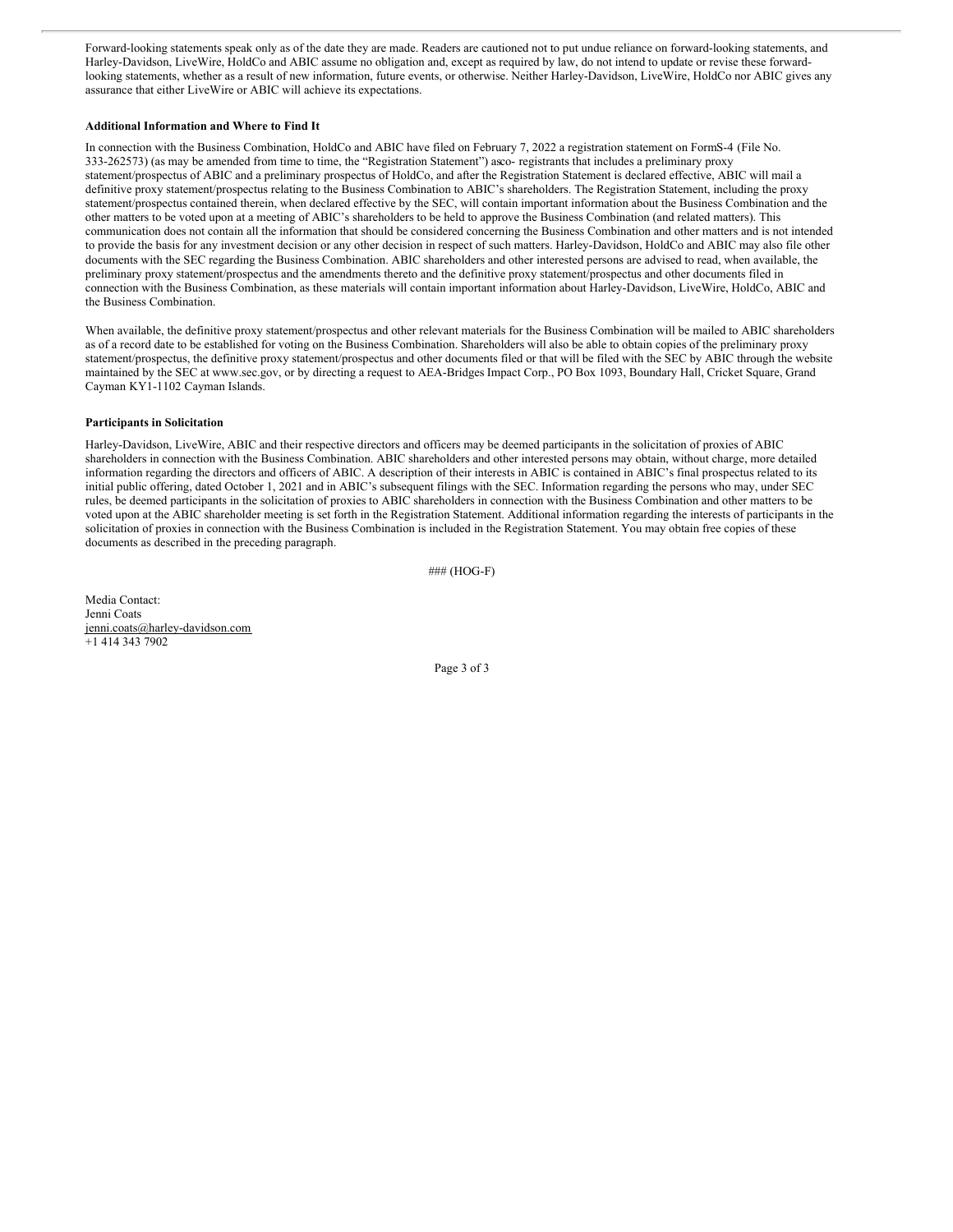Forward-looking statements speak only as of the date they are made. Readers are cautioned not to put undue reliance on forward-looking statements, and Harley-Davidson, LiveWire, HoldCo and ABIC assume no obligation and, except as required by law, do not intend to update or revise these forward-looking statements, whether as a result of new information, future events, or otherwise. Neither Harley-Davidson, LiveWire, HoldCo nor ABIC gives any assurance that either LiveWire or ABIC will achieve its expectations.

**Additional Information and Where to Find It**

In connection with the Business Combination, HoldCo and ABIC have filed on February 7, 2022 a registration statement on FormS-4 (File No. 333-262573) (as may be amended from time to time, the "Registration Statement") asco- registrants that includes a preliminary proxy statement/prospectus of ABIC and a preliminary prospectus of HoldCo, and after the Registration Statement is declared effective, ABIC will mail a definitive proxy statement/prospectus relating to the Business Combination to ABIC's shareholders. The Registration Statement, including the proxy statement/prospectus contained therein, when declared effective by the SEC, will contain important information about the Business Combination and the other matters to be voted upon at a meeting of ABIC's shareholders to be held to approve the Business Combination (and related matters). This communication does not contain all the information that should be considered concerning the Business Combination and other matters and is not intended to provide the basis for any investment decision or any other decision in respect of such matters. Harley-Davidson, HoldCo and ABIC may also file other documents with the SEC regarding the Business Combination. ABIC shareholders and other interested persons are advised to read, when available, the preliminary proxy statement/prospectus and the amendments thereto and the definitive proxy statement/prospectus and other documents filed in connection with the Business Combination, as these materials will contain important information about Harley-Davidson, LiveWire, HoldCo, ABIC and the Business Combination.

When available, the definitive proxy statement/prospectus and other relevant materials for the Business Combination will be mailed to ABIC shareholders as of a record date to be established for voting on the Business Combination. Shareholders will also be able to obtain copies of the preliminary proxy statement/prospectus, the definitive proxy statement/prospectus and other documents filed or that will be filed with the SEC by ABIC through the website maintained by the SEC at www.sec.gov, or by directing a request to AEA-Bridges Impact Corp., PO Box 1093, Boundary Hall, Cricket Square, Grand Cayman KY1-1102 Cayman Islands.

**Participants in Solicitation**

Harley-Davidson, LiveWire, ABIC and their respective directors and officers may be deemed participants in the solicitation of proxies of ABIC shareholders in connection with the Business Combination. ABIC shareholders and other interested persons may obtain, without charge, more detailed information regarding the directors and officers of ABIC. A description of their interests in ABIC is contained in ABIC's final prospectus related to its initial public offering, dated October 1, 2021 and in ABIC's subsequent filings with the SEC. Information regarding the persons who may, under SEC rules, be deemed participants in the solicitation of proxies to ABIC shareholders in connection with the Business Combination and other matters to be voted upon at the ABIC shareholder meeting is set forth in the Registration Statement. Additional information regarding the interests of participants in the solicitation of proxies in connection with the Business Combination is included in the Registration Statement. You may obtain free copies of these documents as described in the preceding paragraph.

### (HOG-F)

Media Contact:
Jenni Coats
jenni.coats@harley-davidson.com
+1 414 343 7902